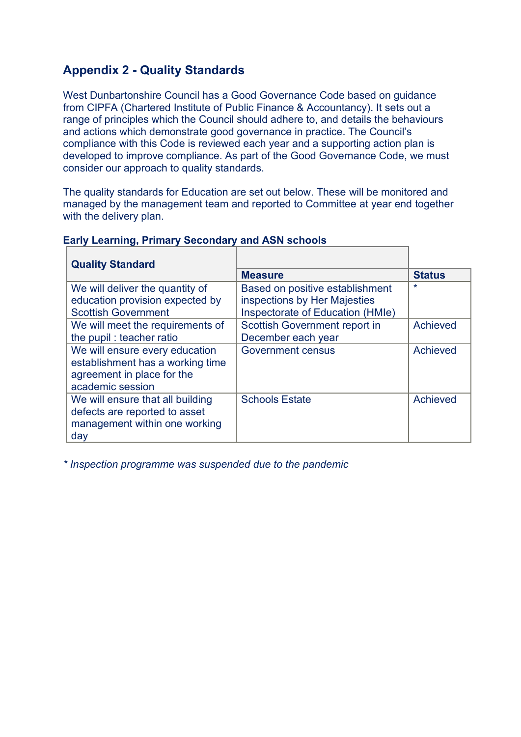## Appendix 2 - Quality Standards

West Dunbartonshire Council has a Good Governance Code based on guidance from CIPFA (Chartered Institute of Public Finance & Accountancy). It sets out a range of principles which the Council should adhere to, and details the behaviours and actions which demonstrate good governance in practice. The Council's compliance with this Code is reviewed each year and a supporting action plan is developed to improve compliance. As part of the Good Governance Code, we must consider our approach to quality standards.

The quality standards for Education are set out below. These will be monitored and managed by the management team and reported to Committee at year end together with the delivery plan.

### Early Learning, Primary Secondary and ASN schools

| Quality Standard | Measure | Status |
|---|---|---|
| We will deliver the quantity of education provision expected by Scottish Government | Based on positive establishment inspections by Her Majesties Inspectorate of Education (HMIe) | * |
| We will meet the requirements of the pupil : teacher ratio | Scottish Government report in December each year | Achieved |
| We will ensure every education establishment has a working time agreement in place for the academic session | Government census | Achieved |
| We will ensure that all building defects are reported to asset management within one working day | Schools Estate | Achieved |

*\* Inspection programme was suspended due to the pandemic*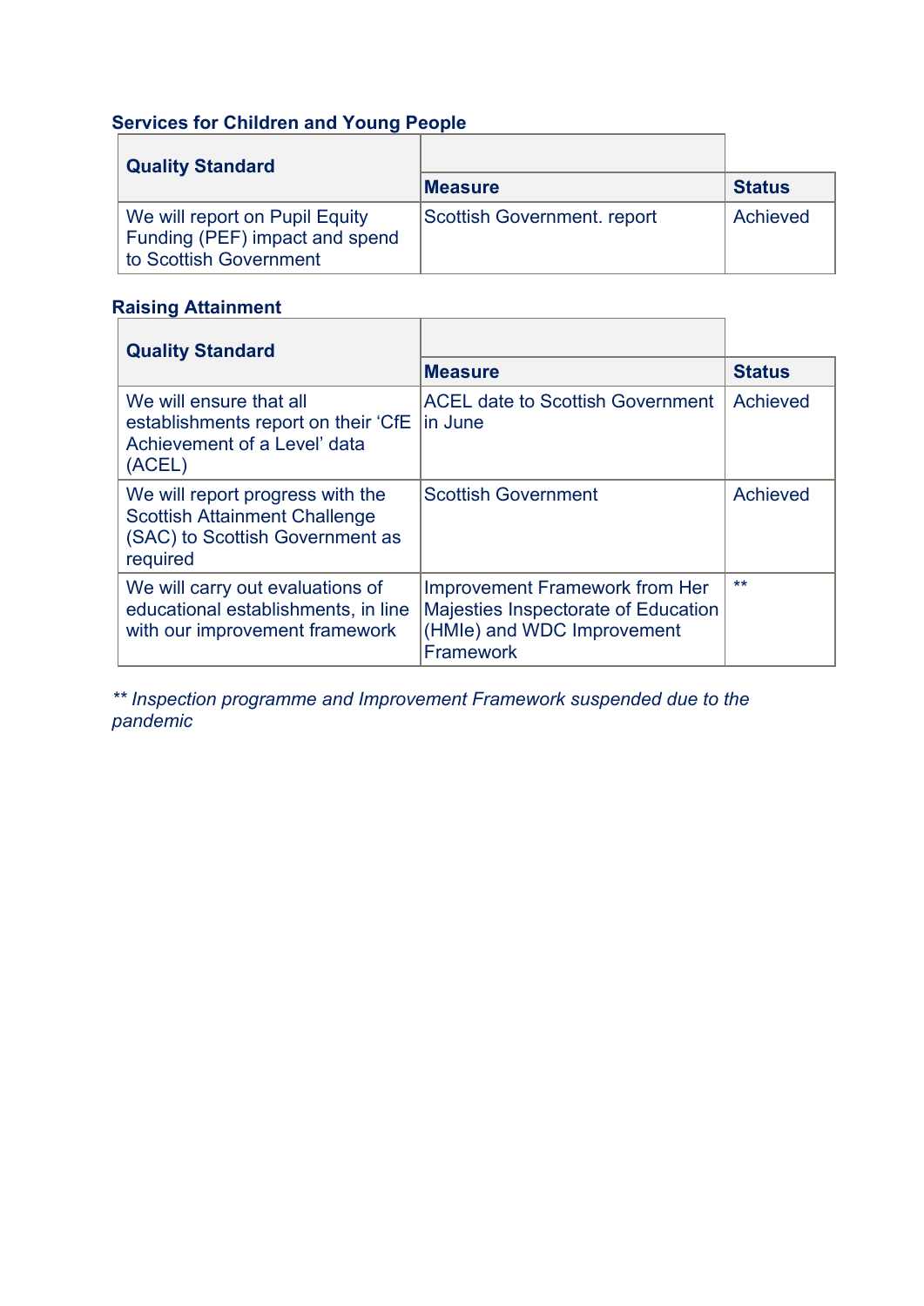### Services for Children and Young People

| Quality Standard | Measure | Status |
| --- | --- | --- |
| We will report on Pupil Equity Funding (PEF) impact and spend to Scottish Government | Scottish Government. report | Achieved |

### Raising Attainment

| Quality Standard | Measure | Status |
| --- | --- | --- |
| We will ensure that all establishments report on their 'CfE Achievement of a Level' data (ACEL) | ACEL date to Scottish Government in June | Achieved |
| We will report progress with the Scottish Attainment Challenge (SAC) to Scottish Government as required | Scottish Government | Achieved |
| We will carry out evaluations of educational establishments, in line with our improvement framework | Improvement Framework from Her Majesties Inspectorate of Education (HMIe) and WDC Improvement Framework | ** |

*** Inspection programme and Improvement Framework suspended due to the pandemic*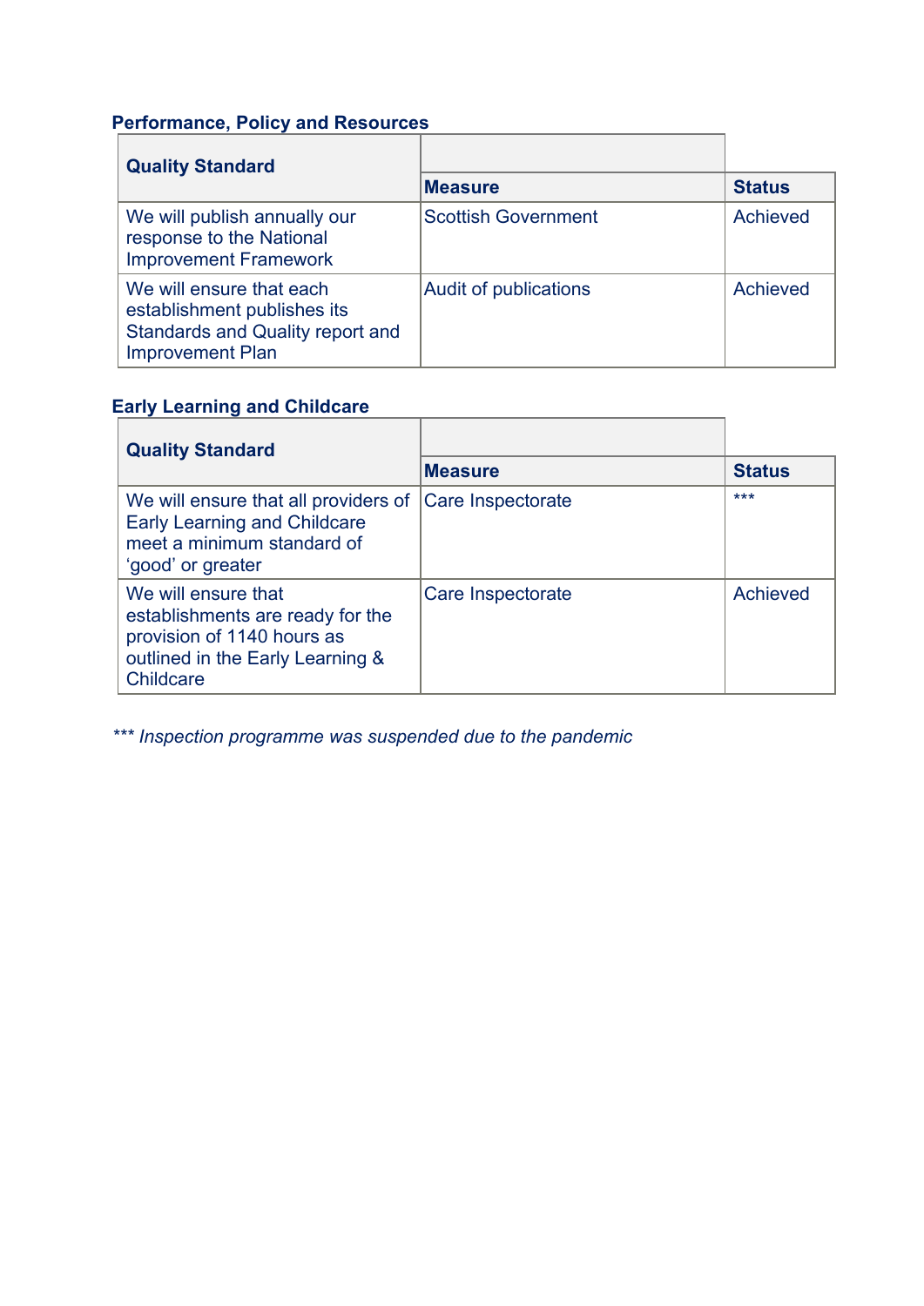### Performance, Policy and Resources

| Quality Standard | Measure | Status |
|---|---|---|
| We will publish annually our response to the National Improvement Framework | Scottish Government | Achieved |
| We will ensure that each establishment publishes its Standards and Quality report and Improvement Plan | Audit of publications | Achieved |

### Early Learning and Childcare

| Quality Standard | Measure | Status |
|---|---|---|
| We will ensure that all providers of Early Learning and Childcare meet a minimum standard of 'good' or greater | Care Inspectorate | *** |
| We will ensure that establishments are ready for the provision of 1140 hours as outlined in the Early Learning & Childcare | Care Inspectorate | Achieved |

*\*\*\* Inspection programme was suspended due to the pandemic*